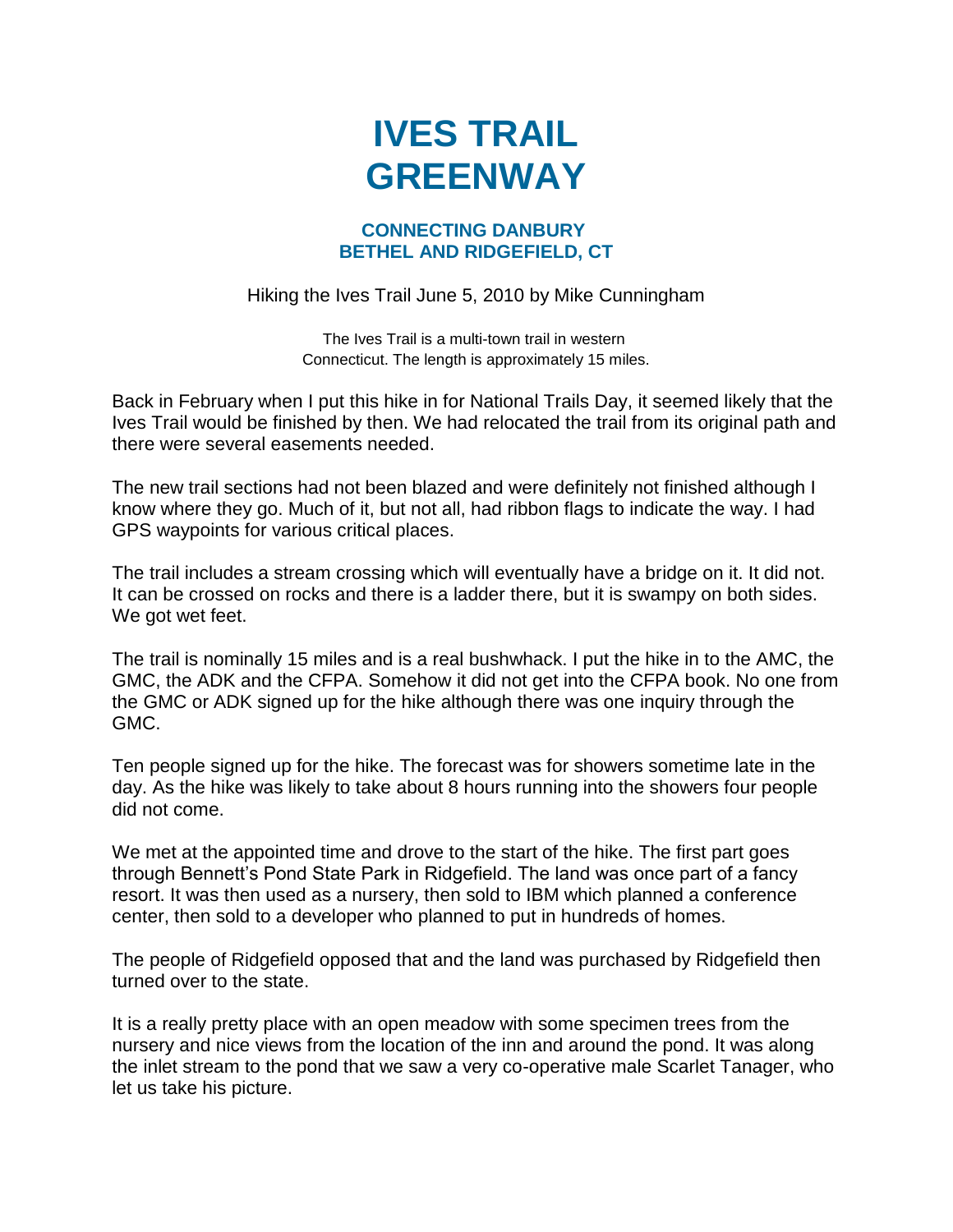# IVES TRAIL GREENWAY

### CONNECTING DANBURY BETHEL AND RIDGEFIELD, CT

Hiking the Ives Trail June 5, 2010 by Mike Cunningham

The Ives Trail is a multi-town trail in western Connecticut. The length is approximately 15 miles.

Back in February when I put this hike in for National Trails Day, it seemed likely that the Ives Trail would be finished by then. We had relocated the trail from its original path and there were several easements needed.

The new trail sections had not been blazed and were definitely not finished although I know where they go. Much of it, but not all, had ribbon flags to indicate the way. I had GPS waypoints for various critical places.

The trail includes a stream crossing which will eventually have a bridge on it. It did not. It can be crossed on rocks and there is a ladder there, but it is swampy on both sides. We got wet feet.

The trail is nominally 15 miles and is a real bushwhack. I put the hike in to the AMC, the GMC, the ADK and the CFPA. Somehow it did not get into the CFPA book. No one from the GMC or ADK signed up for the hike although there was one inquiry through the GMC.

Ten people signed up for the hike. The forecast was for showers sometime late in the day. As the hike was likely to take about 8 hours running into the showers four people did not come.

We met at the appointed time and drove to the start of the hike. The first part goes through Bennett's Pond State Park in Ridgefield. The land was once part of a fancy resort. It was then used as a nursery, then sold to IBM which planned a conference center, then sold to a developer who planned to put in hundreds of homes.

The people of Ridgefield opposed that and the land was purchased by Ridgefield then turned over to the state.

It is a really pretty place with an open meadow with some specimen trees from the nursery and nice views from the location of the inn and around the pond. It was along the inlet stream to the pond that we saw a very co-operative male Scarlet Tanager, who let us take his picture.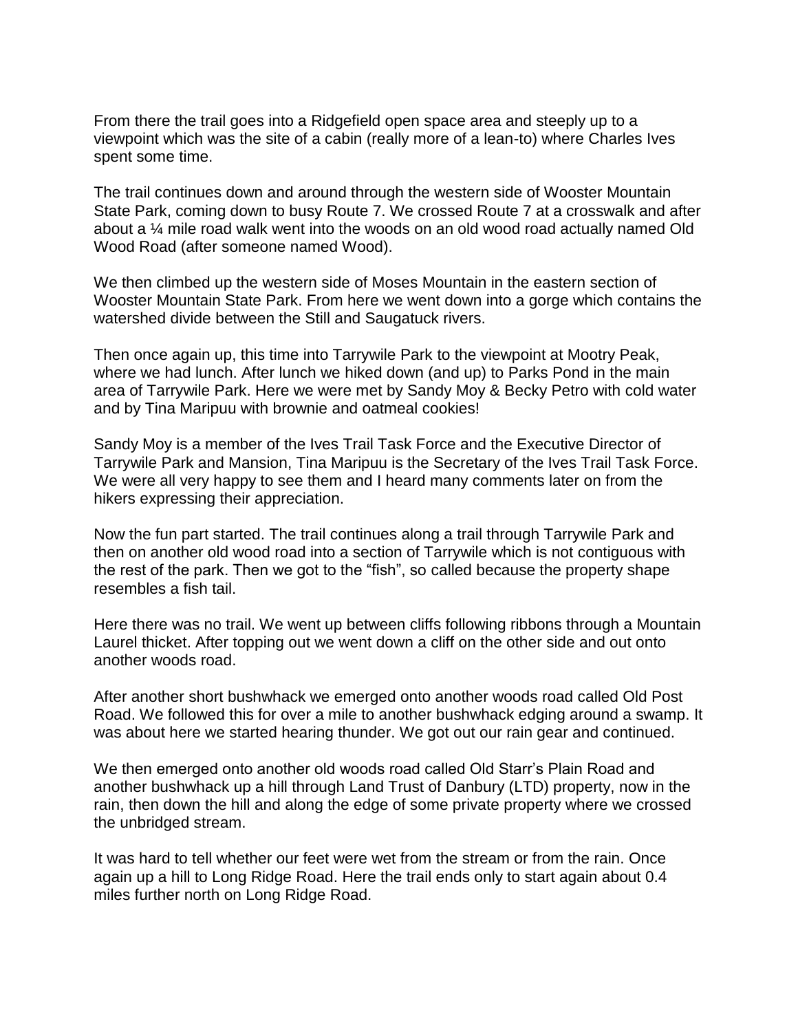From there the trail goes into a Ridgefield open space area and steeply up to a viewpoint which was the site of a cabin (really more of a lean-to) where Charles Ives spent some time.

The trail continues down and around through the western side of Wooster Mountain State Park, coming down to busy Route 7. We crossed Route 7 at a crosswalk and after about a ¼ mile road walk went into the woods on an old wood road actually named Old Wood Road (after someone named Wood).

We then climbed up the western side of Moses Mountain in the eastern section of Wooster Mountain State Park. From here we went down into a gorge which contains the watershed divide between the Still and Saugatuck rivers.

Then once again up, this time into Tarrywile Park to the viewpoint at Mootry Peak, where we had lunch. After lunch we hiked down (and up) to Parks Pond in the main area of Tarrywile Park. Here we were met by Sandy Moy & Becky Petro with cold water and by Tina Maripuu with brownie and oatmeal cookies!

Sandy Moy is a member of the Ives Trail Task Force and the Executive Director of Tarrywile Park and Mansion, Tina Maripuu is the Secretary of the Ives Trail Task Force. We were all very happy to see them and I heard many comments later on from the hikers expressing their appreciation.

Now the fun part started. The trail continues along a trail through Tarrywile Park and then on another old wood road into a section of Tarrywile which is not contiguous with the rest of the park. Then we got to the "fish", so called because the property shape resembles a fish tail.

Here there was no trail. We went up between cliffs following ribbons through a Mountain Laurel thicket. After topping out we went down a cliff on the other side and out onto another woods road.

After another short bushwhack we emerged onto another woods road called Old Post Road. We followed this for over a mile to another bushwhack edging around a swamp. It was about here we started hearing thunder. We got out our rain gear and continued.

We then emerged onto another old woods road called Old Starr's Plain Road and another bushwhack up a hill through Land Trust of Danbury (LTD) property, now in the rain, then down the hill and along the edge of some private property where we crossed the unbridged stream.

It was hard to tell whether our feet were wet from the stream or from the rain. Once again up a hill to Long Ridge Road. Here the trail ends only to start again about 0.4 miles further north on Long Ridge Road.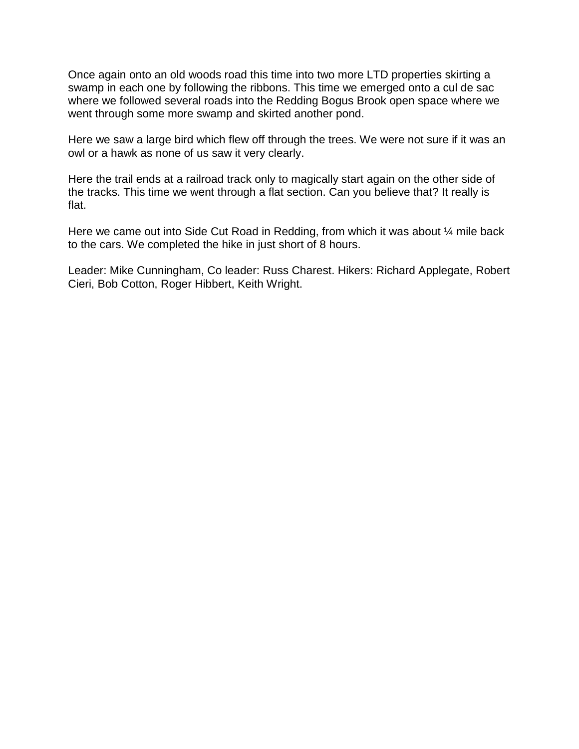Once again onto an old woods road this time into two more LTD properties skirting a swamp in each one by following the ribbons. This time we emerged onto a cul de sac where we followed several roads into the Redding Bogus Brook open space where we went through some more swamp and skirted another pond.

Here we saw a large bird which flew off through the trees. We were not sure if it was an owl or a hawk as none of us saw it very clearly.

Here the trail ends at a railroad track only to magically start again on the other side of the tracks. This time we went through a flat section. Can you believe that? It really is flat.

Here we came out into Side Cut Road in Redding, from which it was about ¼ mile back to the cars. We completed the hike in just short of 8 hours.

Leader: Mike Cunningham, Co leader: Russ Charest. Hikers: Richard Applegate, Robert Cieri, Bob Cotton, Roger Hibbert, Keith Wright.